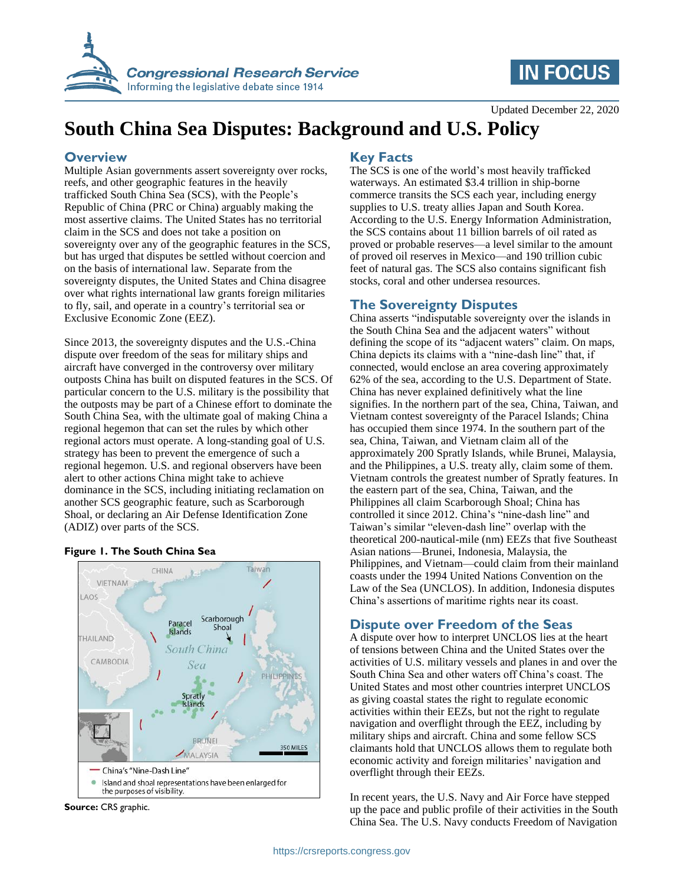Updated December 22, 2020

# South China Sea Disputes: Background and U.S. Policy

## Overview

Multiple Asian governments assert sovereignty over rocks, reefs, and other geographic features in the heavily trafficked South China Sea (SCS), with the People's Republic of China (PRC or China) arguably making the most assertive claims. The United States has no territorial claim in the SCS and does not take a position on sovereignty over any of the geographic features in the SCS, but has urged that disputes be settled without coercion and on the basis of international law. Separate from the sovereignty disputes, the United States and China disagree over what rights international law grants foreign militaries to fly, sail, and operate in a country's territorial sea or Exclusive Economic Zone (EEZ).

Since 2013, the sovereignty disputes and the U.S.-China dispute over freedom of the seas for military ships and aircraft have converged in the controversy over military outposts China has built on disputed features in the SCS. Of particular concern to the U.S. military is the possibility that the outposts may be part of a Chinese effort to dominate the South China Sea, with the ultimate goal of making China a regional hegemon that can set the rules by which other regional actors must operate. A long-standing goal of U.S. strategy has been to prevent the emergence of such a regional hegemon. U.S. and regional observers have been alert to other actions China might take to achieve dominance in the SCS, including initiating reclamation on another SCS geographic feature, such as Scarborough Shoal, or declaring an Air Defense Identification Zone (ADIZ) over parts of the SCS.

**Figure 1. The South China Sea**

— China's "Nine-Dash Line"

● Island and shoal representations have been enlarged for the purposes of visibility.

**Source:** CRS graphic.

## Key Facts

The SCS is one of the world's most heavily trafficked waterways. An estimated $3.4 trillion in ship-borne commerce transits the SCS each year, including energy supplies to U.S. treaty allies Japan and South Korea. According to the U.S. Energy Information Administration, the SCS contains about 11 billion barrels of oil rated as proved or probable reserves—a level similar to the amount of proved oil reserves in Mexico—and 190 trillion cubic feet of natural gas. The SCS also contains significant fish stocks, coral and other undersea resources.

## The Sovereignty Disputes

China asserts "indisputable sovereignty over the islands in the South China Sea and the adjacent waters" without defining the scope of its "adjacent waters" claim. On maps, China depicts its claims with a "nine-dash line" that, if connected, would enclose an area covering approximately 62% of the sea, according to the U.S. Department of State. China has never explained definitively what the line signifies. In the northern part of the sea, China, Taiwan, and Vietnam contest sovereignty of the Paracel Islands; China has occupied them since 1974. In the southern part of the sea, China, Taiwan, and Vietnam claim all of the approximately 200 Spratly Islands, while Brunei, Malaysia, and the Philippines, a U.S. treaty ally, claim some of them. Vietnam controls the greatest number of Spratly features. In the eastern part of the sea, China, Taiwan, and the Philippines all claim Scarborough Shoal; China has controlled it since 2012. China's "nine-dash line" and Taiwan's similar "eleven-dash line" overlap with the theoretical 200-nautical-mile (nm) EEZs that five Southeast Asian nations—Brunei, Indonesia, Malaysia, the Philippines, and Vietnam—could claim from their mainland coasts under the 1994 United Nations Convention on the Law of the Sea (UNCLOS). In addition, Indonesia disputes China's assertions of maritime rights near its coast.

## Dispute over Freedom of the Seas

A dispute over how to interpret UNCLOS lies at the heart of tensions between China and the United States over the activities of U.S. military vessels and planes in and over the South China Sea and other waters off China's coast. The United States and most other countries interpret UNCLOS as giving coastal states the right to regulate economic activities within their EEZs, but not the right to regulate navigation and overflight through the EEZ, including by military ships and aircraft. China and some fellow SCS claimants hold that UNCLOS allows them to regulate both economic activity and foreign militaries' navigation and overflight through their EEZs.

In recent years, the U.S. Navy and Air Force have stepped up the pace and public profile of their activities in the South China Sea. The U.S. Navy conducts Freedom of Navigation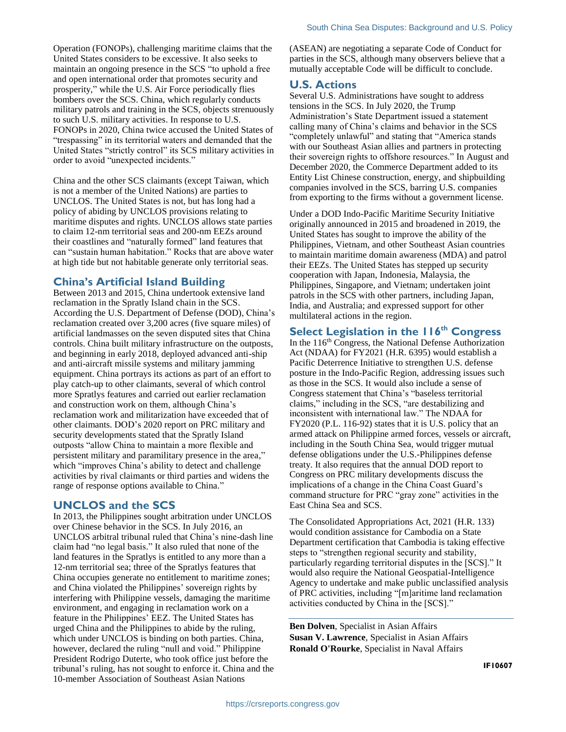Operation (FONOPs), challenging maritime claims that the United States considers to be excessive. It also seeks to maintain an ongoing presence in the SCS "to uphold a free and open international order that promotes security and prosperity," while the U.S. Air Force periodically flies bombers over the SCS. China, which regularly conducts military patrols and training in the SCS, objects strenuously to such U.S. military activities. In response to U.S. FONOPs in 2020, China twice accused the United States of "trespassing" in its territorial waters and demanded that the United States "strictly control" its SCS military activities in order to avoid "unexpected incidents."

China and the other SCS claimants (except Taiwan, which is not a member of the United Nations) are parties to UNCLOS. The United States is not, but has long had a policy of abiding by UNCLOS provisions relating to maritime disputes and rights. UNCLOS allows state parties to claim 12-nm territorial seas and 200-nm EEZs around their coastlines and "naturally formed" land features that can "sustain human habitation." Rocks that are above water at high tide but not habitable generate only territorial seas.

## China's Artificial Island Building

Between 2013 and 2015, China undertook extensive land reclamation in the Spratly Island chain in the SCS. According the U.S. Department of Defense (DOD), China's reclamation created over 3,200 acres (five square miles) of artificial landmasses on the seven disputed sites that China controls. China built military infrastructure on the outposts, and beginning in early 2018, deployed advanced anti-ship and anti-aircraft missile systems and military jamming equipment. China portrays its actions as part of an effort to play catch-up to other claimants, several of which control more Spratlys features and carried out earlier reclamation and construction work on them, although China's reclamation work and militarization have exceeded that of other claimants. DOD's 2020 report on PRC military and security developments stated that the Spratly Island outposts "allow China to maintain a more flexible and persistent military and paramilitary presence in the area," which "improves China's ability to detect and challenge activities by rival claimants or third parties and widens the range of response options available to China."

## UNCLOS and the SCS

In 2013, the Philippines sought arbitration under UNCLOS over Chinese behavior in the SCS. In July 2016, an UNCLOS arbitral tribunal ruled that China's nine-dash line claim had "no legal basis." It also ruled that none of the land features in the Spratlys is entitled to any more than a 12-nm territorial sea; three of the Spratlys features that China occupies generate no entitlement to maritime zones; and China violated the Philippines' sovereign rights by interfering with Philippine vessels, damaging the maritime environment, and engaging in reclamation work on a feature in the Philippines' EEZ. The United States has urged China and the Philippines to abide by the ruling, which under UNCLOS is binding on both parties. China, however, declared the ruling "null and void." Philippine President Rodrigo Duterte, who took office just before the tribunal's ruling, has not sought to enforce it. China and the 10-member Association of Southeast Asian Nations (ASEAN) are negotiating a separate Code of Conduct for parties in the SCS, although many observers believe that a mutually acceptable Code will be difficult to conclude.

## U.S. Actions

Several U.S. Administrations have sought to address tensions in the SCS. In July 2020, the Trump Administration's State Department issued a statement calling many of China's claims and behavior in the SCS "completely unlawful" and stating that "America stands with our Southeast Asian allies and partners in protecting their sovereign rights to offshore resources." In August and December 2020, the Commerce Department added to its Entity List Chinese construction, energy, and shipbuilding companies involved in the SCS, barring U.S. companies from exporting to the firms without a government license.

Under a DOD Indo-Pacific Maritime Security Initiative originally announced in 2015 and broadened in 2019, the United States has sought to improve the ability of the Philippines, Vietnam, and other Southeast Asian countries to maintain maritime domain awareness (MDA) and patrol their EEZs. The United States has stepped up security cooperation with Japan, Indonesia, Malaysia, the Philippines, Singapore, and Vietnam; undertaken joint patrols in the SCS with other partners, including Japan, India, and Australia; and expressed support for other multilateral actions in the region.

## Select Legislation in the 116th Congress

In the 116th Congress, the National Defense Authorization Act (NDAA) for FY2021 (H.R. 6395) would establish a Pacific Deterrence Initiative to strengthen U.S. defense posture in the Indo-Pacific Region, addressing issues such as those in the SCS. It would also include a sense of Congress statement that China's "baseless territorial claims," including in the SCS, "are destabilizing and inconsistent with international law." The NDAA for FY2020 (P.L. 116-92) states that it is U.S. policy that an armed attack on Philippine armed forces, vessels or aircraft, including in the South China Sea, would trigger mutual defense obligations under the U.S.-Philippines defense treaty. It also requires that the annual DOD report to Congress on PRC military developments discuss the implications of a change in the China Coast Guard's command structure for PRC "gray zone" activities in the East China Sea and SCS.

The Consolidated Appropriations Act, 2021 (H.R. 133) would condition assistance for Cambodia on a State Department certification that Cambodia is taking effective steps to "strengthen regional security and stability, particularly regarding territorial disputes in the [SCS]." It would also require the National Geospatial-Intelligence Agency to undertake and make public unclassified analysis of PRC activities, including "[m]aritime land reclamation activities conducted by China in the [SCS]."

**Ben Dolven**, Specialist in Asian Affairs
**Susan V. Lawrence**, Specialist in Asian Affairs
**Ronald O'Rourke**, Specialist in Naval Affairs

IF10607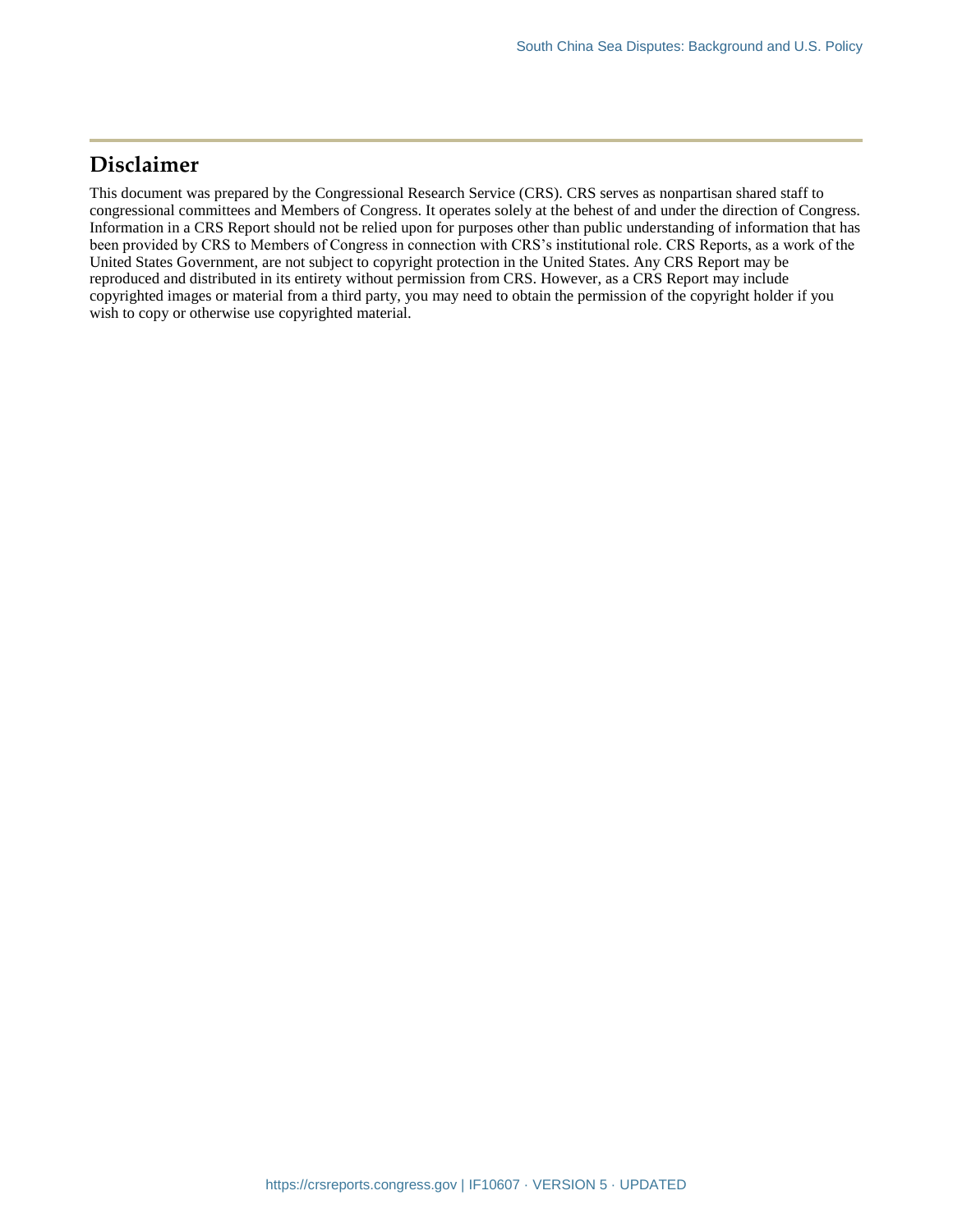## Disclaimer

This document was prepared by the Congressional Research Service (CRS). CRS serves as nonpartisan shared staff to congressional committees and Members of Congress. It operates solely at the behest of and under the direction of Congress. Information in a CRS Report should not be relied upon for purposes other than public understanding of information that has been provided by CRS to Members of Congress in connection with CRS's institutional role. CRS Reports, as a work of the United States Government, are not subject to copyright protection in the United States. Any CRS Report may be reproduced and distributed in its entirety without permission from CRS. However, as a CRS Report may include copyrighted images or material from a third party, you may need to obtain the permission of the copyright holder if you wish to copy or otherwise use copyrighted material.